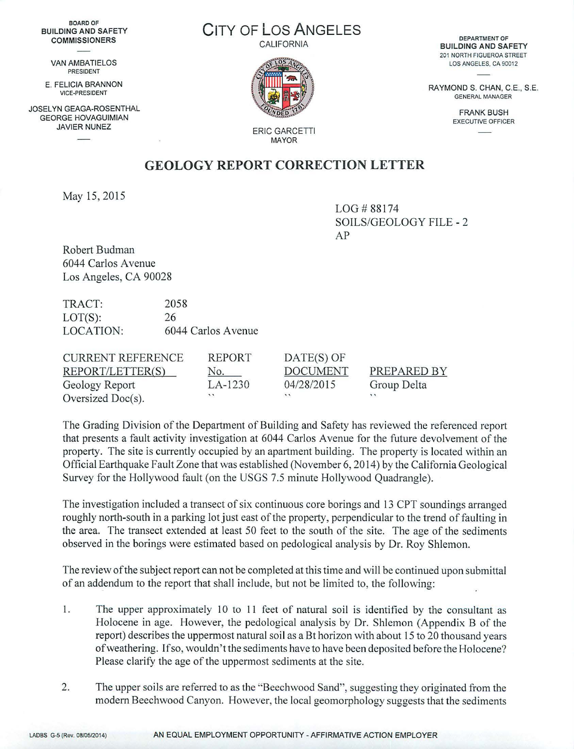BOARD OF
**BUILDING AND SAFETY COMMISSIONERS**

VAN AMBATIELOS
PRESIDENT

E. FELICIA BRANNON
VICE-PRESIDENT

JOSELYN GEAGA-ROSENTHAL
GEORGE HOVAGUIMIAN
JAVIER NUNEZ

# CITY OF LOS ANGELES

CALIFORNIA

ERIC GARCETTI
MAYOR

DEPARTMENT OF
**BUILDING AND SAFETY**
201 NORTH FIGUEROA STREET
LOS ANGELES, CA 90012

RAYMOND S. CHAN, C.E., S.E.
GENERAL MANAGER

FRANK BUSH
EXECUTIVE OFFICER

## GEOLOGY REPORT CORRECTION LETTER

May 15, 2015

LOG # 88174
SOILS/GEOLOGY FILE - 2
AP

Robert Budman
6044 Carlos Avenue
Los Angeles, CA 90028

| | |
|---|---|
| TRACT: | 2058 |
| LOT(S): | 26 |
| LOCATION: | 6044 Carlos Avenue |

| CURRENT REFERENCE REPORT/LETTER(S) | REPORT No. | DATE(S) OF DOCUMENT | PREPARED BY |
|---|---|---|---|
| Geology Report | LA-1230 | 04/28/2015 | Group Delta |
| Oversized Doc(s). | " | " | " |

The Grading Division of the Department of Building and Safety has reviewed the referenced report that presents a fault activity investigation at 6044 Carlos Avenue for the future devolvement of the property. The site is currently occupied by an apartment building. The property is located within an Official Earthquake Fault Zone that was established (November 6, 2014) by the California Geological Survey for the Hollywood fault (on the USGS 7.5 minute Hollywood Quadrangle).

The investigation included a transect of six continuous core borings and 13 CPT soundings arranged roughly north-south in a parking lot just east of the property, perpendicular to the trend of faulting in the area. The transect extended at least 50 feet to the south of the site. The age of the sediments observed in the borings were estimated based on pedological analysis by Dr. Roy Shlemon.

The review of the subject report can not be completed at this time and will be continued upon submittal of an addendum to the report that shall include, but not be limited to, the following:

1. The upper approximately 10 to 11 feet of natural soil is identified by the consultant as Holocene in age. However, the pedological analysis by Dr. Shlemon (Appendix B of the report) describes the uppermost natural soil as a Bt horizon with about 15 to 20 thousand years of weathering. If so, wouldn't the sediments have to have been deposited before the Holocene? Please clarify the age of the uppermost sediments at the site.

2. The upper soils are referred to as the "Beechwood Sand", suggesting they originated from the modern Beechwood Canyon. However, the local geomorphology suggests that the sediments

LADBS G-5 (Rev. 08/05/2014) AN EQUAL EMPLOYMENT OPPORTUNITY - AFFIRMATIVE ACTION EMPLOYER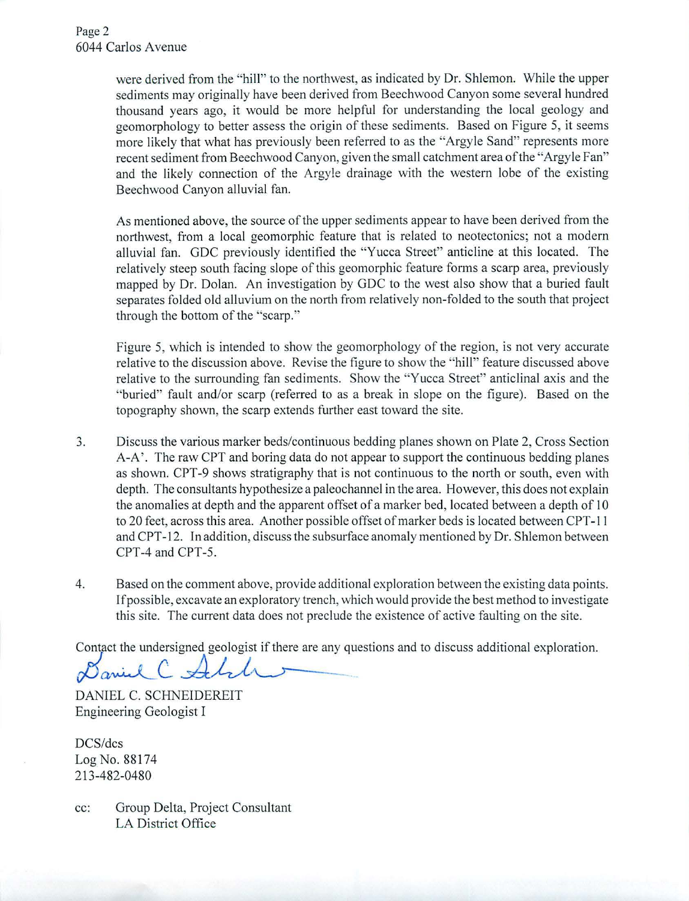were derived from the "hill" to the northwest, as indicated by Dr. Shlemon. While the upper sediments may originally have been derived from Beechwood Canyon some several hundred thousand years ago, it would be more helpful for understanding the local geology and geomorphology to better assess the origin of these sediments. Based on Figure 5, it seems more likely that what has previously been referred to as the "Argyle Sand" represents more recent sediment from Beechwood Canyon, given the small catchment area of the "Argyle Fan" and the likely connection of the Argyle drainage with the western lobe of the existing Beechwood Canyon alluvial fan.

As mentioned above, the source of the upper sediments appear to have been derived from the northwest, from a local geomorphic feature that is related to neotectonics; not a modern alluvial fan. GDC previously identified the "Yucca Street" anticline at this located. The relatively steep south facing slope of this geomorphic feature forms a scarp area, previously mapped by Dr. Dolan. An investigation by GDC to the west also show that a buried fault separates folded old alluvium on the north from relatively non-folded to the south that project through the bottom of the "scarp."

Figure 5, which is intended to show the geomorphology of the region, is not very accurate relative to the discussion above. Revise the figure to show the "hill" feature discussed above relative to the surrounding fan sediments. Show the "Yucca Street" anticlinal axis and the "buried" fault and/or scarp (referred to as a break in slope on the figure). Based on the topography shown, the scarp extends further east toward the site.

3. Discuss the various marker beds/continuous bedding planes shown on Plate 2, Cross Section A-A'. The raw CPT and boring data do not appear to support the continuous bedding planes as shown. CPT-9 shows stratigraphy that is not continuous to the north or south, even with depth. The consultants hypothesize a paleochannel in the area. However, this does not explain the anomalies at depth and the apparent offset of a marker bed, located between a depth of 10 to 20 feet, across this area. Another possible offset of marker beds is located between CPT-11 and CPT-12. In addition, discuss the subsurface anomaly mentioned by Dr. Shlemon between CPT-4 and CPT-5.

4. Based on the comment above, provide additional exploration between the existing data points. If possible, excavate an exploratory trench, which would provide the best method to investigate this site. The current data does not preclude the existence of active faulting on the site.

Contact the undersigned geologist if there are any questions and to discuss additional exploration.

DANIEL C. SCHNEIDEREIT
Engineering Geologist I

DCS/dcs
Log No. 88174
213-482-0480

cc: Group Delta, Project Consultant
LA District Office